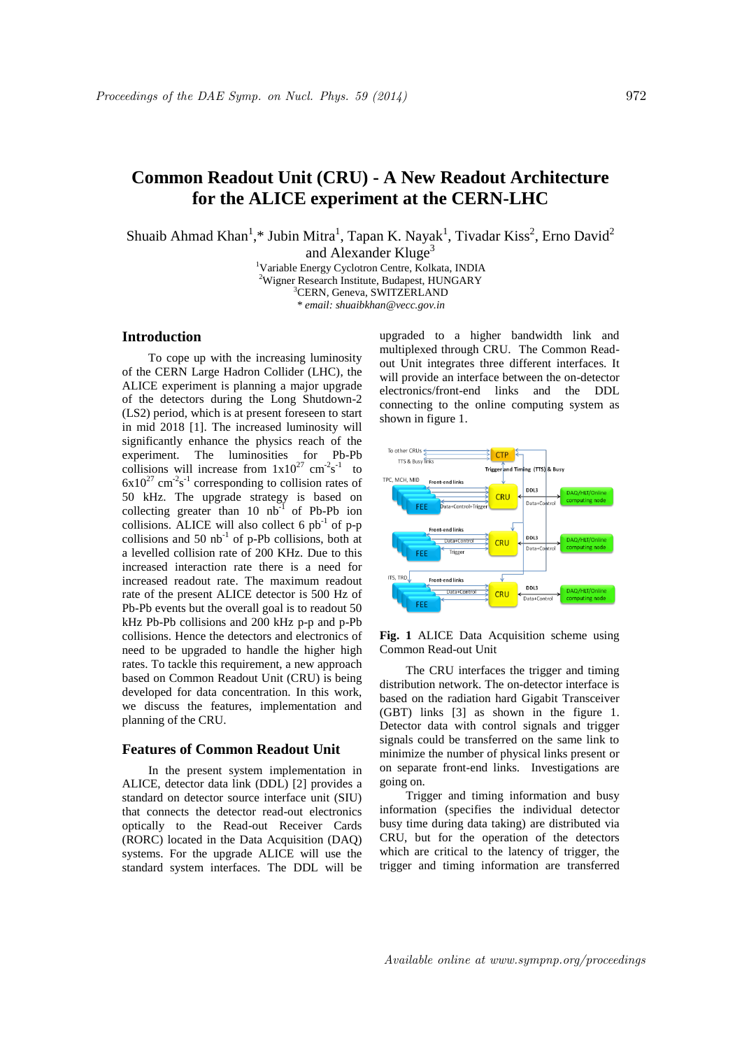# Common Readout Unit (CRU) - A New Readout Architecture for the ALICE experiment at the CERN-LHC

Shuaib Ahmad Khan[1],* Jubin Mitra[1], Tapan K. Nayak[1], Tivadar Kiss[2], Erno David[2] and Alexander Kluge[3]

[1]Variable Energy Cyclotron Centre, Kolkata, INDIA
[2]Wigner Research Institute, Budapest, HUNGARY
[3]CERN, Geneva, SWITZERLAND
*\* email: shuaibkhan@vecc.gov.in*

## Introduction

To cope up with the increasing luminosity of the CERN Large Hadron Collider (LHC), the ALICE experiment is planning a major upgrade of the detectors during the Long Shutdown-2 (LS2) period, which is at present foreseen to start in mid 2018 [1]. The increased luminosity will significantly enhance the physics reach of the experiment. The luminosities for Pb-Pb collisions will increase from $1x10^{27}$ $cm^{-2}s^{-1}$ to $6x10^{27}$ $cm^{-2}s^{-1}$ corresponding to collision rates of 50 kHz. The upgrade strategy is based on collecting greater than 10 $nb^{-1}$ of Pb-Pb ion collisions. ALICE will also collect 6 $pb^{-1}$ of p-p collisions and 50 $nb^{-1}$ of p-Pb collisions, both at a levelled collision rate of 200 KHz. Due to this increased interaction rate there is a need for increased readout rate. The maximum readout rate of the present ALICE detector is 500 Hz of Pb-Pb events but the overall goal is to readout 50 kHz Pb-Pb collisions and 200 kHz p-p and p-Pb collisions. Hence the detectors and electronics of need to be upgraded to handle the higher high rates. To tackle this requirement, a new approach based on Common Readout Unit (CRU) is being developed for data concentration. In this work, we discuss the features, implementation and planning of the CRU.

## Features of Common Readout Unit

In the present system implementation in ALICE, detector data link (DDL) [2] provides a standard on detector source interface unit (SIU) that connects the detector read-out electronics optically to the Read-out Receiver Cards (RORC) located in the Data Acquisition (DAQ) systems. For the upgrade ALICE will use the standard system interfaces. The DDL will be upgraded to a higher bandwidth link and multiplexed through CRU. The Common Read-out Unit integrates three different interfaces. It will provide an interface between the on-detector electronics/front-end links and the DDL connecting to the online computing system as shown in figure 1.

**Fig. 1** ALICE Data Acquisition scheme using Common Read-out Unit

The CRU interfaces the trigger and timing distribution network. The on-detector interface is based on the radiation hard Gigabit Transceiver (GBT) links [3] as shown in the figure 1. Detector data with control signals and trigger signals could be transferred on the same link to minimize the number of physical links present or on separate front-end links. Investigations are going on.

Trigger and timing information and busy information (specifies the individual detector busy time during data taking) are distributed via CRU, but for the operation of the detectors which are critical to the latency of trigger, the trigger and timing information are transferred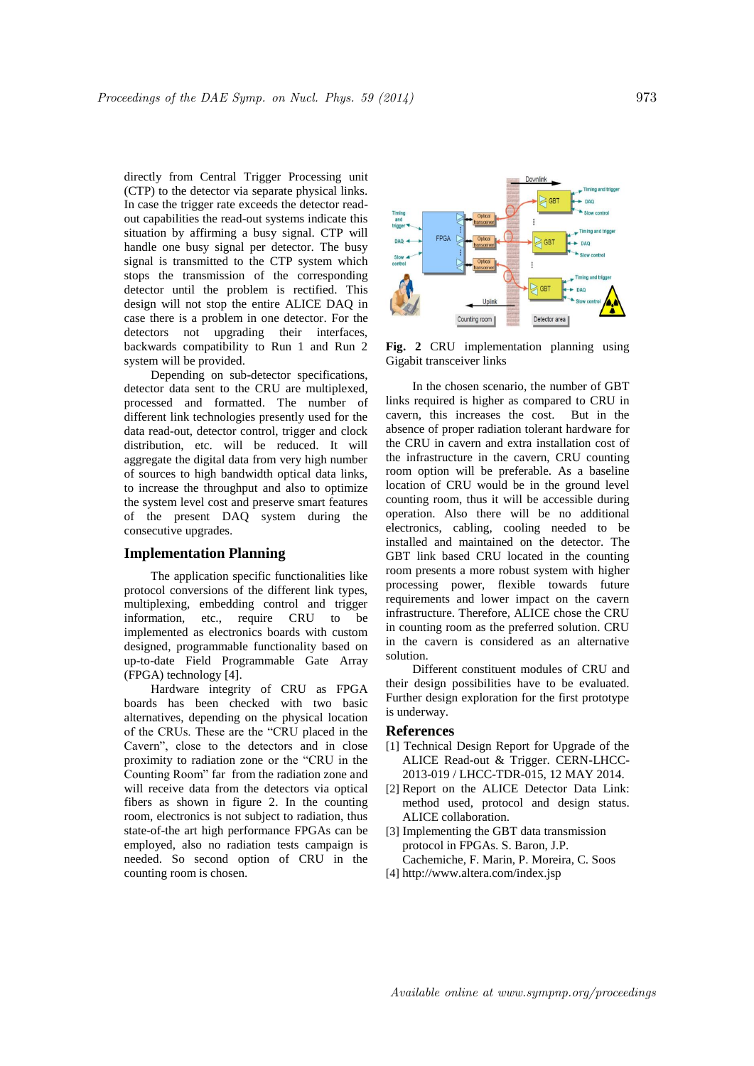directly from Central Trigger Processing unit (CTP) to the detector via separate physical links. In case the trigger rate exceeds the detector read-out capabilities the read-out systems indicate this situation by affirming a busy signal. CTP will handle one busy signal per detector. The busy signal is transmitted to the CTP system which stops the transmission of the corresponding detector until the problem is rectified. This design will not stop the entire ALICE DAQ in case there is a problem in one detector. For the detectors not upgrading their interfaces, backwards compatibility to Run 1 and Run 2 system will be provided.

Depending on sub-detector specifications, detector data sent to the CRU are multiplexed, processed and formatted. The number of different link technologies presently used for the data read-out, detector control, trigger and clock distribution, etc. will be reduced. It will aggregate the digital data from very high number of sources to high bandwidth optical data links, to increase the throughput and also to optimize the system level cost and preserve smart features of the present DAQ system during the consecutive upgrades.

## Implementation Planning

The application specific functionalities like protocol conversions of the different link types, multiplexing, embedding control and trigger information, etc., require CRU to be implemented as electronics boards with custom designed, programmable functionality based on up-to-date Field Programmable Gate Array (FPGA) technology [4].

Hardware integrity of CRU as FPGA boards has been checked with two basic alternatives, depending on the physical location of the CRUs. These are the "CRU placed in the Cavern", close to the detectors and in close proximity to radiation zone or the "CRU in the Counting Room" far from the radiation zone and will receive data from the detectors via optical fibers as shown in figure 2. In the counting room, electronics is not subject to radiation, thus state-of-the art high performance FPGAs can be employed, also no radiation tests campaign is needed. So second option of CRU in the counting room is chosen.

Downlink
Timing and trigger
DAQ
Slow control
FPGA
Optical transceiver
Optical transceiver
Optical transceiver
GBT
Timing and trigger
DAQ
Slow control
GBT
Timing and trigger
DAQ
Slow control
GBT
Timing and trigger
DAQ
Slow control
Uplink
Counting room
Detector area

**Fig. 2** CRU implementation planning using Gigabit transceiver links

In the chosen scenario, the number of GBT links required is higher as compared to CRU in cavern, this increases the cost. But in the absence of proper radiation tolerant hardware for the CRU in cavern and extra installation cost of the infrastructure in the cavern, CRU counting room option will be preferable. As a baseline location of CRU would be in the ground level counting room, thus it will be accessible during operation. Also there will be no additional electronics, cabling, cooling needed to be installed and maintained on the detector. The GBT link based CRU located in the counting room presents a more robust system with higher processing power, flexible towards future requirements and lower impact on the cavern infrastructure. Therefore, ALICE chose the CRU in counting room as the preferred solution. CRU in the cavern is considered as an alternative solution.

Different constituent modules of CRU and their design possibilities have to be evaluated. Further design exploration for the first prototype is underway.

## References

[1] Technical Design Report for Upgrade of the ALICE Read-out & Trigger. CERN-LHCC-2013-019 / LHCC-TDR-015, 12 MAY 2014.

[2] Report on the ALICE Detector Data Link: method used, protocol and design status. ALICE collaboration.

[3] Implementing the GBT data transmission protocol in FPGAs. S. Baron, J.P. Cachemiche, F. Marin, P. Moreira, C. Soos

[4] http://www.altera.com/index.jsp